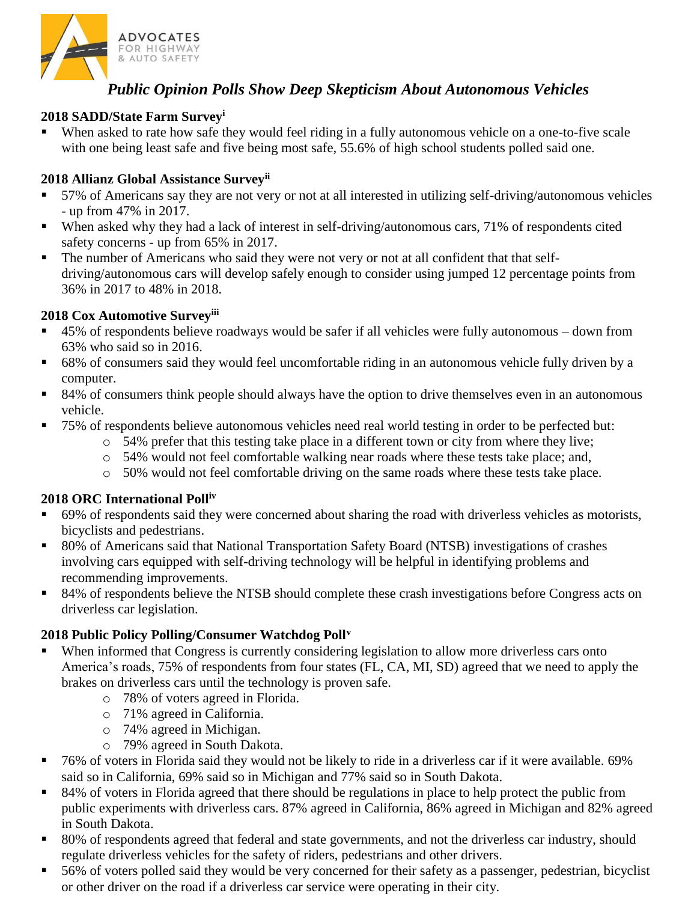ADVOCATES FOR HIGHWAY & AUTO SAFETY

# *Public Opinion Polls Show Deep Skepticism About Autonomous Vehicles*

**2018 SADD/State Farm Survey[i]**

- When asked to rate how safe they would feel riding in a fully autonomous vehicle on a one-to-five scale with one being least safe and five being most safe, 55.6% of high school students polled said one.

**2018 Allianz Global Assistance Survey[ii]**

- 57% of Americans say they are not very or not at all interested in utilizing self-driving/autonomous vehicles - up from 47% in 2017.
- When asked why they had a lack of interest in self-driving/autonomous cars, 71% of respondents cited safety concerns - up from 65% in 2017.
- The number of Americans who said they were not very or not at all confident that that self-driving/autonomous cars will develop safely enough to consider using jumped 12 percentage points from 36% in 2017 to 48% in 2018.

**2018 Cox Automotive Survey[iii]**

- 45% of respondents believe roadways would be safer if all vehicles were fully autonomous – down from 63% who said so in 2016.
- 68% of consumers said they would feel uncomfortable riding in an autonomous vehicle fully driven by a computer.
- 84% of consumers think people should always have the option to drive themselves even in an autonomous vehicle.
- 75% of respondents believe autonomous vehicles need real world testing in order to be perfected but:
  - 54% prefer that this testing take place in a different town or city from where they live;
  - 54% would not feel comfortable walking near roads where these tests take place; and,
  - 50% would not feel comfortable driving on the same roads where these tests take place.

**2018 ORC International Poll[iv]**

- 69% of respondents said they were concerned about sharing the road with driverless vehicles as motorists, bicyclists and pedestrians.
- 80% of Americans said that National Transportation Safety Board (NTSB) investigations of crashes involving cars equipped with self-driving technology will be helpful in identifying problems and recommending improvements.
- 84% of respondents believe the NTSB should complete these crash investigations before Congress acts on driverless car legislation.

**2018 Public Policy Polling/Consumer Watchdog Poll[v]**

- When informed that Congress is currently considering legislation to allow more driverless cars onto America's roads, 75% of respondents from four states (FL, CA, MI, SD) agreed that we need to apply the brakes on driverless cars until the technology is proven safe.
  - 78% of voters agreed in Florida.
  - 71% agreed in California.
  - 74% agreed in Michigan.
  - 79% agreed in South Dakota.
- 76% of voters in Florida said they would not be likely to ride in a driverless car if it were available. 69% said so in California, 69% said so in Michigan and 77% said so in South Dakota.
- 84% of voters in Florida agreed that there should be regulations in place to help protect the public from public experiments with driverless cars. 87% agreed in California, 86% agreed in Michigan and 82% agreed in South Dakota.
- 80% of respondents agreed that federal and state governments, and not the driverless car industry, should regulate driverless vehicles for the safety of riders, pedestrians and other drivers.
- 56% of voters polled said they would be very concerned for their safety as a passenger, pedestrian, bicyclist or other driver on the road if a driverless car service were operating in their city.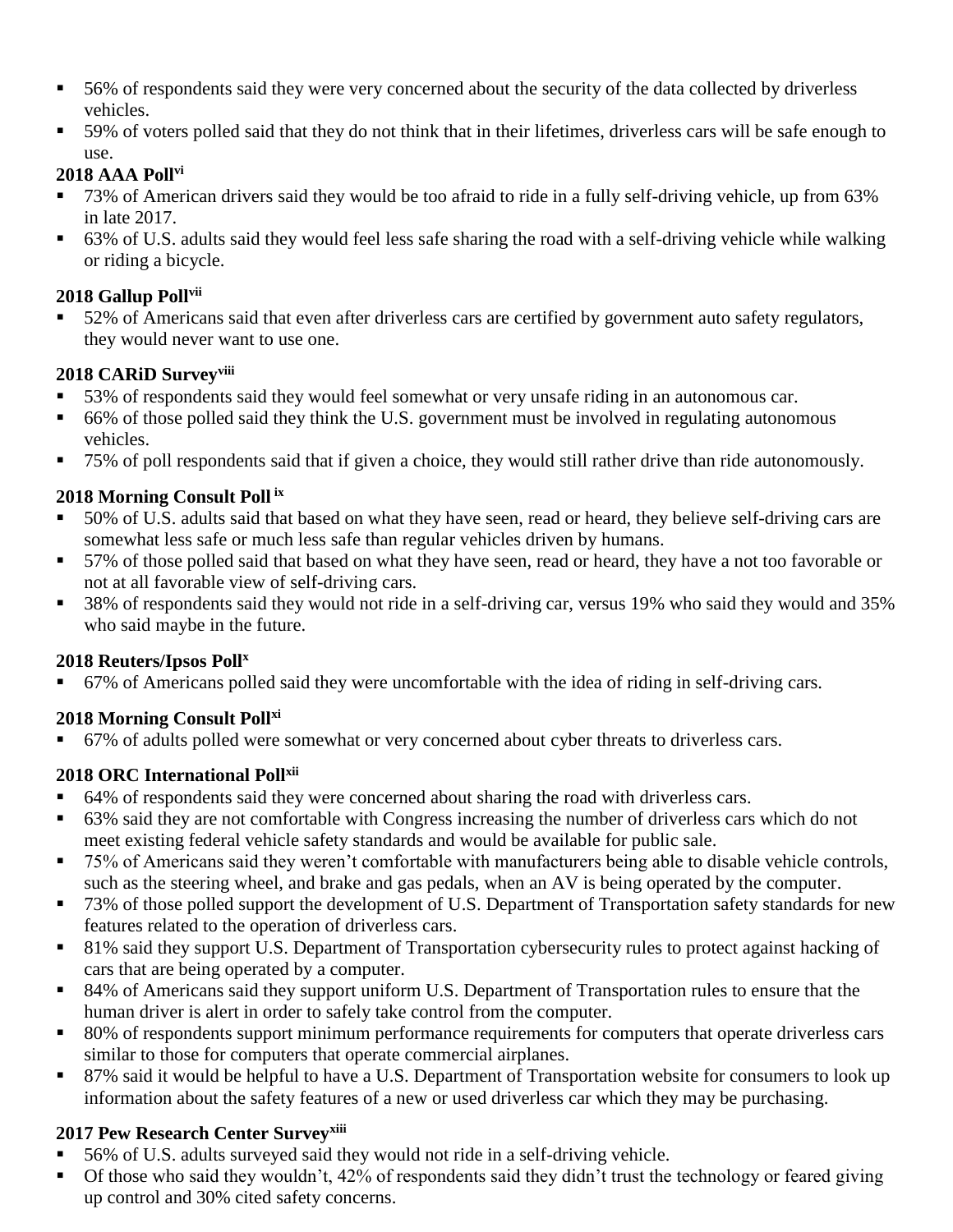- 56% of respondents said they were very concerned about the security of the data collected by driverless vehicles.
- 59% of voters polled said that they do not think that in their lifetimes, driverless cars will be safe enough to use.

**2018 AAA Poll**[vi]

- 73% of American drivers said they would be too afraid to ride in a fully self-driving vehicle, up from 63% in late 2017.
- 63% of U.S. adults said they would feel less safe sharing the road with a self-driving vehicle while walking or riding a bicycle.

**2018 Gallup Poll**[vii]

- 52% of Americans said that even after driverless cars are certified by government auto safety regulators, they would never want to use one.

**2018 CARiD Survey**[viii]

- 53% of respondents said they would feel somewhat or very unsafe riding in an autonomous car.
- 66% of those polled said they think the U.S. government must be involved in regulating autonomous vehicles.
- 75% of poll respondents said that if given a choice, they would still rather drive than ride autonomously.

**2018 Morning Consult Poll**[ix]

- 50% of U.S. adults said that based on what they have seen, read or heard, they believe self-driving cars are somewhat less safe or much less safe than regular vehicles driven by humans.
- 57% of those polled said that based on what they have seen, read or heard, they have a not too favorable or not at all favorable view of self-driving cars.
- 38% of respondents said they would not ride in a self-driving car, versus 19% who said they would and 35% who said maybe in the future.

**2018 Reuters/Ipsos Poll**[x]

- 67% of Americans polled said they were uncomfortable with the idea of riding in self-driving cars.

**2018 Morning Consult Poll**[xi]

- 67% of adults polled were somewhat or very concerned about cyber threats to driverless cars.

**2018 ORC International Poll**[xii]

- 64% of respondents said they were concerned about sharing the road with driverless cars.
- 63% said they are not comfortable with Congress increasing the number of driverless cars which do not meet existing federal vehicle safety standards and would be available for public sale.
- 75% of Americans said they weren't comfortable with manufacturers being able to disable vehicle controls, such as the steering wheel, and brake and gas pedals, when an AV is being operated by the computer.
- 73% of those polled support the development of U.S. Department of Transportation safety standards for new features related to the operation of driverless cars.
- 81% said they support U.S. Department of Transportation cybersecurity rules to protect against hacking of cars that are being operated by a computer.
- 84% of Americans said they support uniform U.S. Department of Transportation rules to ensure that the human driver is alert in order to safely take control from the computer.
- 80% of respondents support minimum performance requirements for computers that operate driverless cars similar to those for computers that operate commercial airplanes.
- 87% said it would be helpful to have a U.S. Department of Transportation website for consumers to look up information about the safety features of a new or used driverless car which they may be purchasing.

**2017 Pew Research Center Survey**[xiii]

- 56% of U.S. adults surveyed said they would not ride in a self-driving vehicle.
- Of those who said they wouldn't, 42% of respondents said they didn't trust the technology or feared giving up control and 30% cited safety concerns.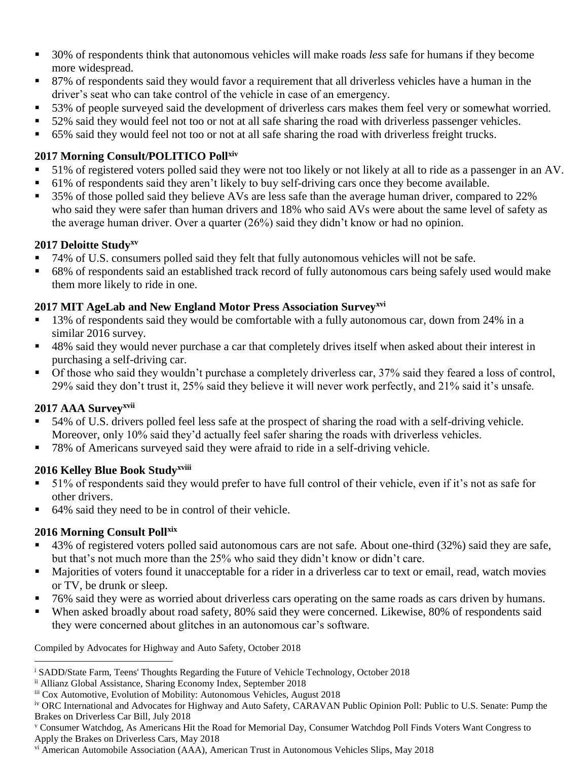- 30% of respondents think that autonomous vehicles will make roads *less* safe for humans if they become more widespread.
- 87% of respondents said they would favor a requirement that all driverless vehicles have a human in the driver's seat who can take control of the vehicle in case of an emergency.
- 53% of people surveyed said the development of driverless cars makes them feel very or somewhat worried.
- 52% said they would feel not too or not at all safe sharing the road with driverless passenger vehicles.
- 65% said they would feel not too or not at all safe sharing the road with driverless freight trucks.

**2017 Morning Consult/POLITICO Poll[xiv]**

- 51% of registered voters polled said they were not too likely or not likely at all to ride as a passenger in an AV.
- 61% of respondents said they aren't likely to buy self-driving cars once they become available.
- 35% of those polled said they believe AVs are less safe than the average human driver, compared to 22% who said they were safer than human drivers and 18% who said AVs were about the same level of safety as the average human driver. Over a quarter (26%) said they didn't know or had no opinion.

**2017 Deloitte Study[xv]**

- 74% of U.S. consumers polled said they felt that fully autonomous vehicles will not be safe.
- 68% of respondents said an established track record of fully autonomous cars being safely used would make them more likely to ride in one.

**2017 MIT AgeLab and New England Motor Press Association Survey[xvi]**

- 13% of respondents said they would be comfortable with a fully autonomous car, down from 24% in a similar 2016 survey.
- 48% said they would never purchase a car that completely drives itself when asked about their interest in purchasing a self-driving car.
- Of those who said they wouldn't purchase a completely driverless car, 37% said they feared a loss of control, 29% said they don't trust it, 25% said they believe it will never work perfectly, and 21% said it's unsafe.

**2017 AAA Survey[xvii]**

- 54% of U.S. drivers polled feel less safe at the prospect of sharing the road with a self-driving vehicle. Moreover, only 10% said they'd actually feel safer sharing the roads with driverless vehicles.
- 78% of Americans surveyed said they were afraid to ride in a self-driving vehicle.

**2016 Kelley Blue Book Study[xviii]**

- 51% of respondents said they would prefer to have full control of their vehicle, even if it's not as safe for other drivers.
- 64% said they need to be in control of their vehicle.

**2016 Morning Consult Poll[xix]**

- 43% of registered voters polled said autonomous cars are not safe. About one-third (32%) said they are safe, but that's not much more than the 25% who said they didn't know or didn't care.
- Majorities of voters found it unacceptable for a rider in a driverless car to text or email, read, watch movies or TV, be drunk or sleep.
- 76% said they were as worried about driverless cars operating on the same roads as cars driven by humans.
- When asked broadly about road safety, 80% said they were concerned. Likewise, 80% of respondents said they were concerned about glitches in an autonomous car's software.

Compiled by Advocates for Highway and Auto Safety, October 2018

---

[i] SADD/State Farm, Teens' Thoughts Regarding the Future of Vehicle Technology, October 2018

[ii] Allianz Global Assistance, Sharing Economy Index, September 2018

[iii] Cox Automotive, Evolution of Mobility: Autonomous Vehicles, August 2018

[iv] ORC International and Advocates for Highway and Auto Safety, CARAVAN Public Opinion Poll: Public to U.S. Senate: Pump the Brakes on Driverless Car Bill, July 2018

[v] Consumer Watchdog, As Americans Hit the Road for Memorial Day, Consumer Watchdog Poll Finds Voters Want Congress to Apply the Brakes on Driverless Cars, May 2018

[vi] American Automobile Association (AAA), American Trust in Autonomous Vehicles Slips, May 2018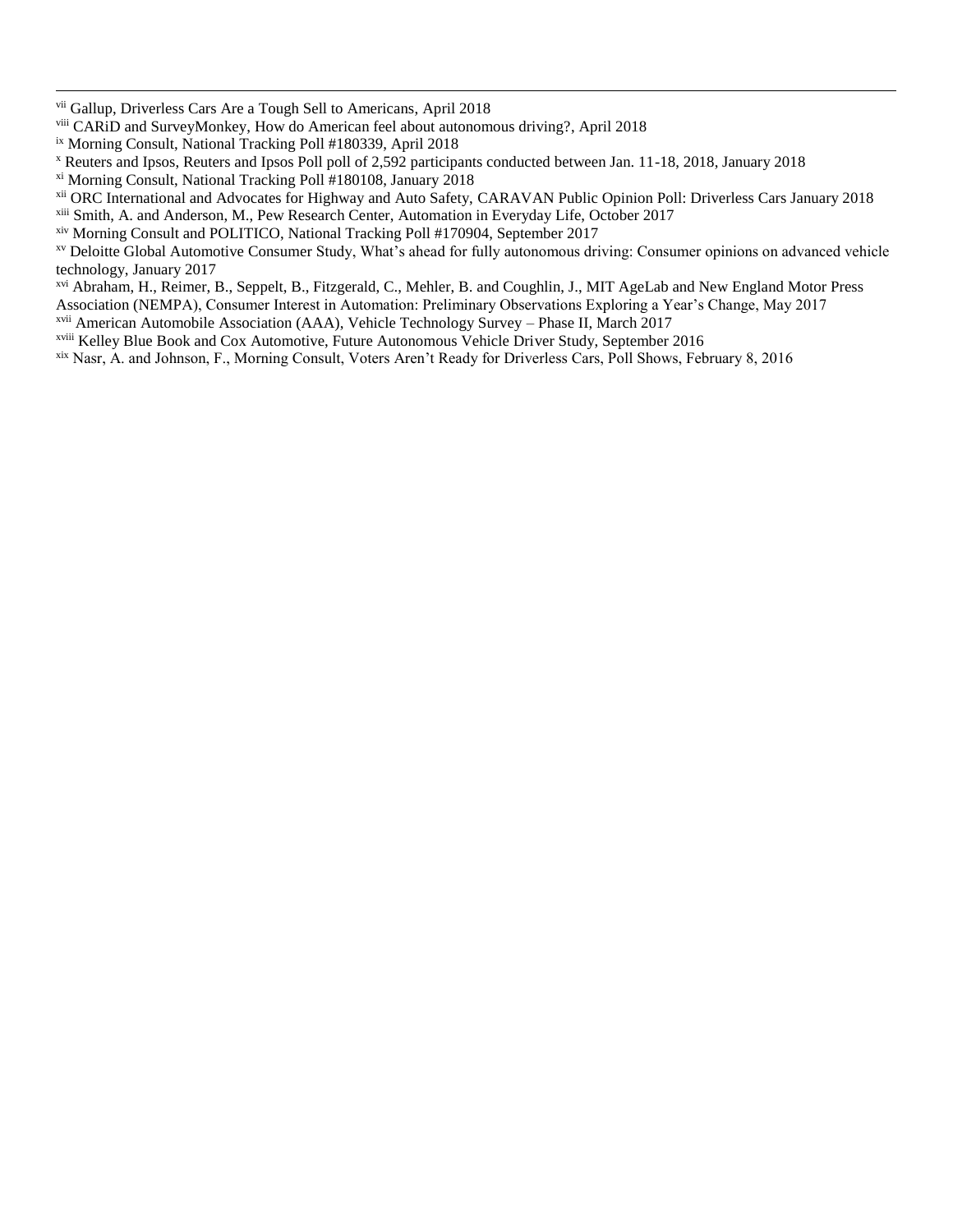[vii] Gallup, Driverless Cars Are a Tough Sell to Americans, April 2018

[viii] CARiD and SurveyMonkey, How do American feel about autonomous driving?, April 2018

[ix] Morning Consult, National Tracking Poll #180339, April 2018

[x] Reuters and Ipsos, Reuters and Ipsos Poll poll of 2,592 participants conducted between Jan. 11-18, 2018, January 2018

[xi] Morning Consult, National Tracking Poll #180108, January 2018

[xii] ORC International and Advocates for Highway and Auto Safety, CARAVAN Public Opinion Poll: Driverless Cars January 2018

[xiii] Smith, A. and Anderson, M., Pew Research Center, Automation in Everyday Life, October 2017

[xiv] Morning Consult and POLITICO, National Tracking Poll #170904, September 2017

[xv] Deloitte Global Automotive Consumer Study, What's ahead for fully autonomous driving: Consumer opinions on advanced vehicle technology, January 2017

[xvi] Abraham, H., Reimer, B., Seppelt, B., Fitzgerald, C., Mehler, B. and Coughlin, J., MIT AgeLab and New England Motor Press Association (NEMPA), Consumer Interest in Automation: Preliminary Observations Exploring a Year's Change, May 2017

[xvii] American Automobile Association (AAA), Vehicle Technology Survey – Phase II, March 2017

[xviii] Kelley Blue Book and Cox Automotive, Future Autonomous Vehicle Driver Study, September 2016

[xix] Nasr, A. and Johnson, F., Morning Consult, Voters Aren't Ready for Driverless Cars, Poll Shows, February 8, 2016